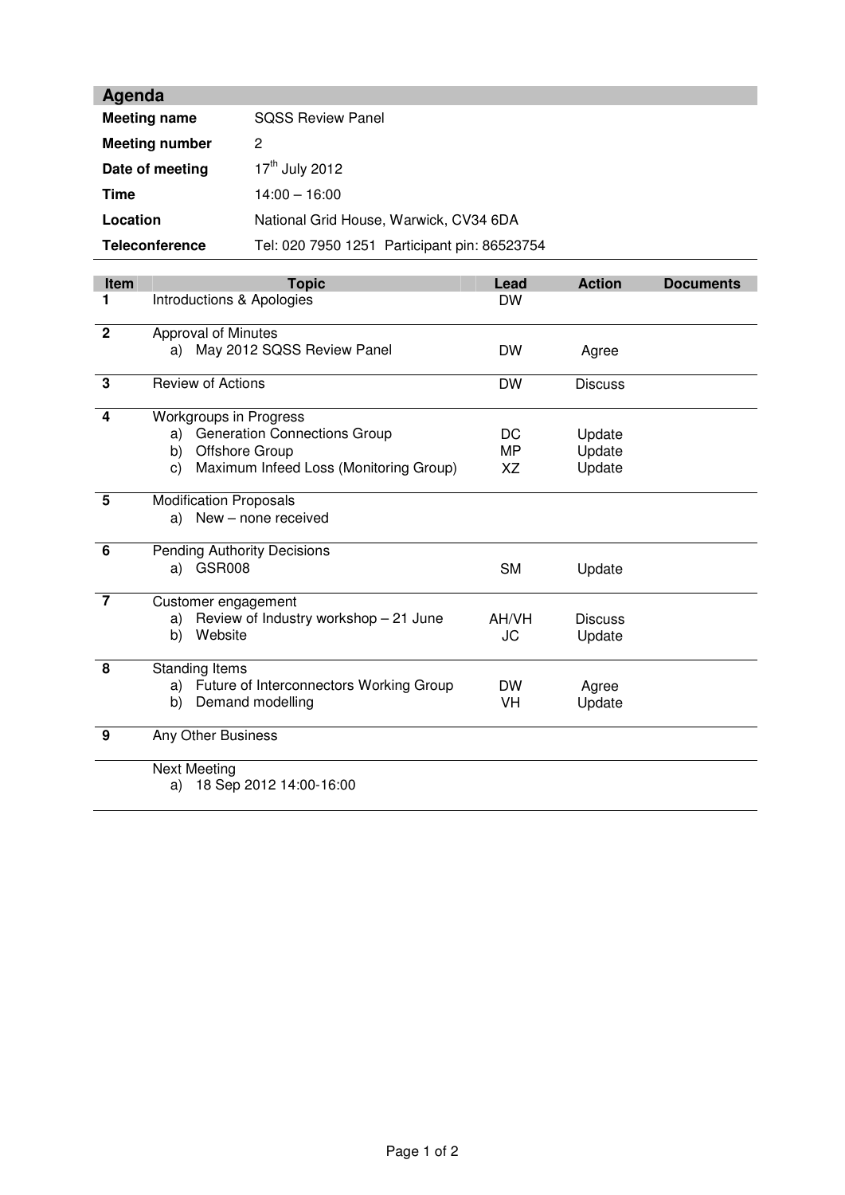## Agenda

| | |
|---|---|
| **Meeting name** | SQSS Review Panel |
| **Meeting number** | 2 |
| **Date of meeting** | 17th July 2012 |
| **Time** | 14:00 – 16:00 |
| **Location** | National Grid House, Warwick, CV34 6DA |
| **Teleconference** | Tel: 020 7950 1251 Participant pin: 86523754 |

| Item | Topic | Lead | Action | Documents |
|---|---|---|---|---|
| 1 | Introductions & Apologies | DW | | |
| 2 | Approval of Minutes | | | |
| | a) May 2012 SQSS Review Panel | DW | Agree | |
| 3 | Review of Actions | DW | Discuss | |
| 4 | Workgroups in Progress | | | |
| | a) Generation Connections Group | DC | Update | |
| | b) Offshore Group | MP | Update | |
| | c) Maximum Infeed Loss (Monitoring Group) | XZ | Update | |
| 5 | Modification Proposals | | | |
| | a) New – none received | | | |
| 6 | Pending Authority Decisions | | | |
| | a) GSR008 | SM | Update | |
| 7 | Customer engagement | | | |
| | a) Review of Industry workshop – 21 June | AH/VH | Discuss | |
| | b) Website | JC | Update | |
| 8 | Standing Items | | | |
| | a) Future of Interconnectors Working Group | DW | Agree | |
| | b) Demand modelling | VH | Update | |
| 9 | Any Other Business | | | |
| | Next Meeting | | | |
| | a) 18 Sep 2012 14:00-16:00 | | | |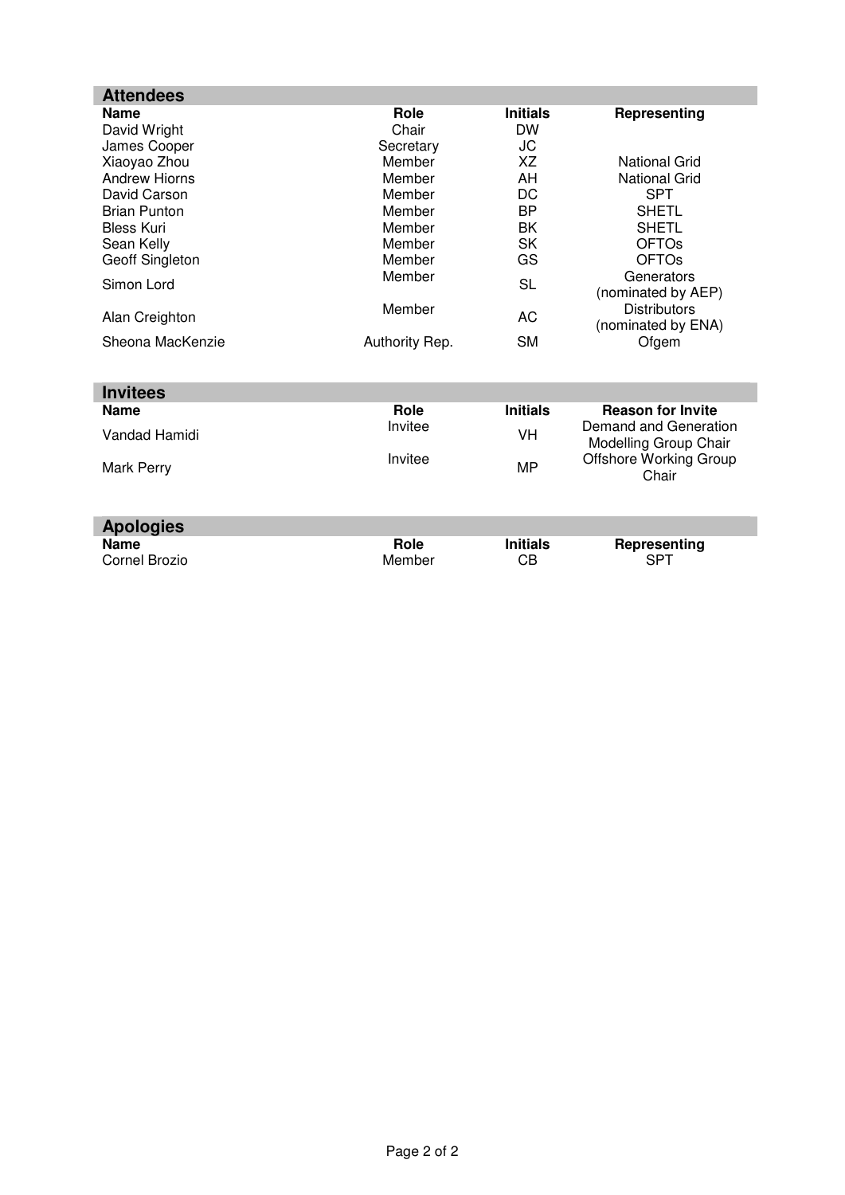## Attendees

| Name | Role | Initials | Representing |
|---|---|---|---|
| David Wright | Chair | DW | |
| James Cooper | Secretary | JC | |
| Xiaoyao Zhou | Member | XZ | National Grid |
| Andrew Hiorns | Member | AH | National Grid |
| David Carson | Member | DC | SPT |
| Brian Punton | Member | BP | SHETL |
| Bless Kuri | Member | BK | SHETL |
| Sean Kelly | Member | SK | OFTOs |
| Geoff Singleton | Member | GS | OFTOs |
| Simon Lord | Member | SL | Generators (nominated by AEP) |
| Alan Creighton | Member | AC | Distributors (nominated by ENA) |
| Sheona MacKenzie | Authority Rep. | SM | Ofgem |

## Invitees

| Name | Role | Initials | Reason for Invite |
|---|---|---|---|
| Vandad Hamidi | Invitee | VH | Demand and Generation Modelling Group Chair |
| Mark Perry | Invitee | MP | Offshore Working Group Chair |

## Apologies

| Name | Role | Initials | Representing |
|---|---|---|---|
| Cornel Brozio | Member | CB | SPT |